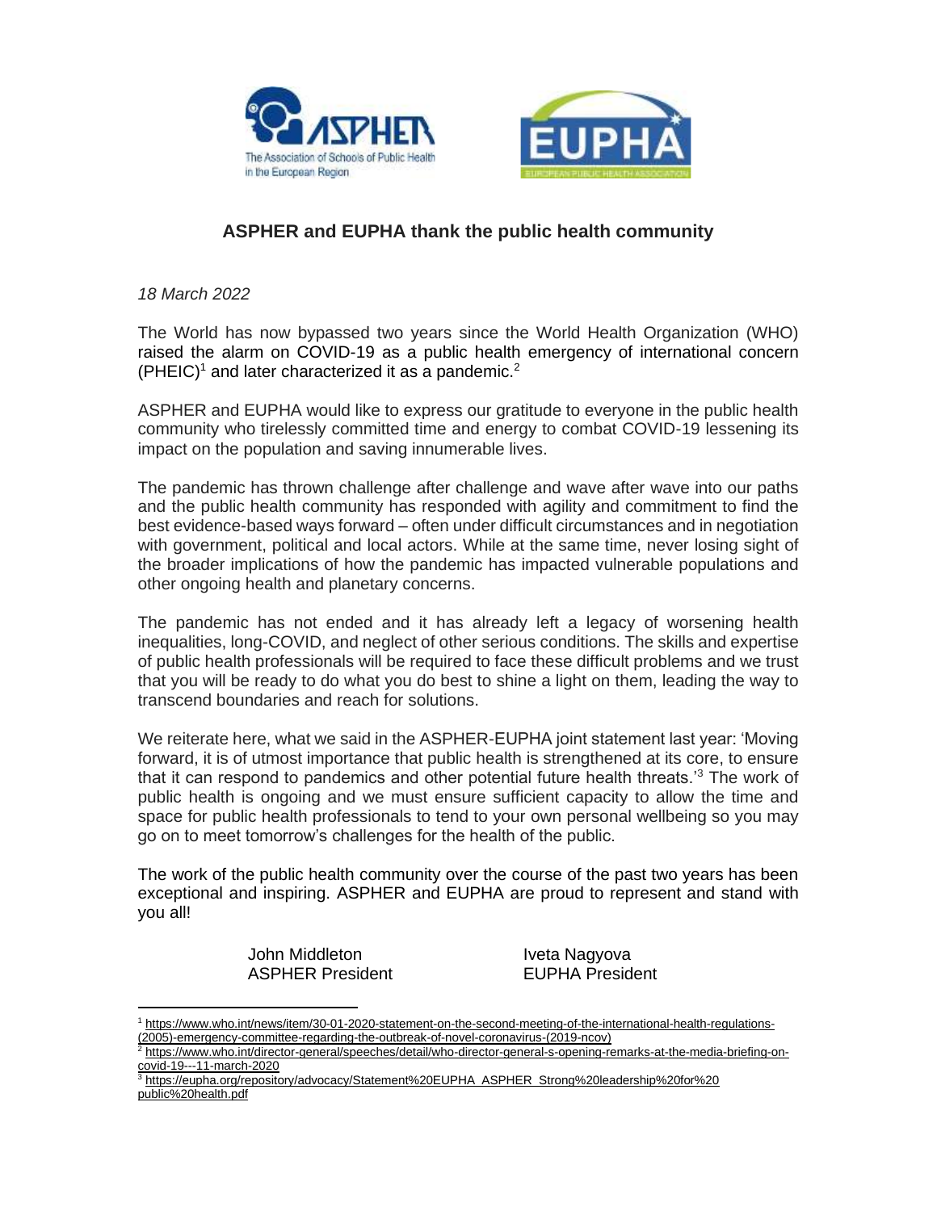## ASPHER and EUPHA thank the public health community

*18 March 2022*

The World has now bypassed two years since the World Health Organization (WHO) raised the alarm on COVID-19 as a public health emergency of international concern (PHEIC)[1] and later characterized it as a pandemic.[2]

ASPHER and EUPHA would like to express our gratitude to everyone in the public health community who tirelessly committed time and energy to combat COVID-19 lessening its impact on the population and saving innumerable lives.

The pandemic has thrown challenge after challenge and wave after wave into our paths and the public health community has responded with agility and commitment to find the best evidence-based ways forward – often under difficult circumstances and in negotiation with government, political and local actors. While at the same time, never losing sight of the broader implications of how the pandemic has impacted vulnerable populations and other ongoing health and planetary concerns.

The pandemic has not ended and it has already left a legacy of worsening health inequalities, long-COVID, and neglect of other serious conditions. The skills and expertise of public health professionals will be required to face these difficult problems and we trust that you will be ready to do what you do best to shine a light on them, leading the way to transcend boundaries and reach for solutions.

We reiterate here, what we said in the ASPHER-EUPHA joint statement last year: 'Moving forward, it is of utmost importance that public health is strengthened at its core, to ensure that it can respond to pandemics and other potential future health threats.'[3] The work of public health is ongoing and we must ensure sufficient capacity to allow the time and space for public health professionals to tend to your own personal wellbeing so you may go on to meet tomorrow's challenges for the health of the public.

The work of the public health community over the course of the past two years has been exceptional and inspiring. ASPHER and EUPHA are proud to represent and stand with you all!

John Middleton
ASPHER President

Iveta Nagyova
EUPHA President

---

[1] https://www.who.int/news/item/30-01-2020-statement-on-the-second-meeting-of-the-international-health-regulations-(2005)-emergency-committee-regarding-the-outbreak-of-novel-coronavirus-(2019-ncov)

[2] https://www.who.int/director-general/speeches/detail/who-director-general-s-opening-remarks-at-the-media-briefing-on-covid-19---11-march-2020

[3] https://eupha.org/repository/advocacy/Statement%20EUPHA_ASPHER_Strong%20leadership%20for%20public%20health.pdf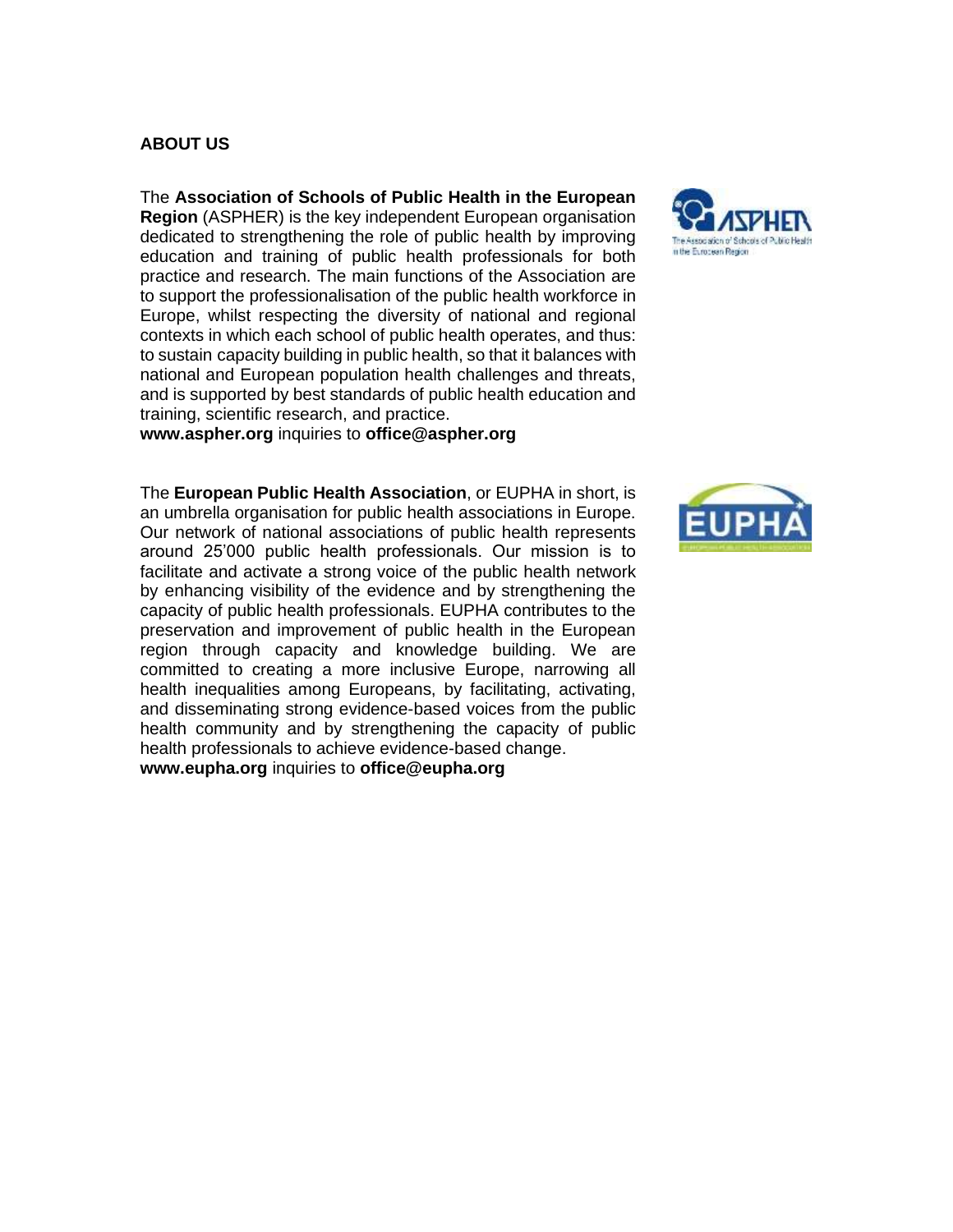## ABOUT US

The **Association of Schools of Public Health in the European Region** (ASPHER) is the key independent European organisation dedicated to strengthening the role of public health by improving education and training of public health professionals for both practice and research. The main functions of the Association are to support the professionalisation of the public health workforce in Europe, whilst respecting the diversity of national and regional contexts in which each school of public health operates, and thus: to sustain capacity building in public health, so that it balances with national and European population health challenges and threats, and is supported by best standards of public health education and training, scientific research, and practice.
**www.aspher.org** inquiries to **office@aspher.org**

The **European Public Health Association**, or EUPHA in short, is an umbrella organisation for public health associations in Europe. Our network of national associations of public health represents around 25'000 public health professionals. Our mission is to facilitate and activate a strong voice of the public health network by enhancing visibility of the evidence and by strengthening the capacity of public health professionals. EUPHA contributes to the preservation and improvement of public health in the European region through capacity and knowledge building. We are committed to creating a more inclusive Europe, narrowing all health inequalities among Europeans, by facilitating, activating, and disseminating strong evidence-based voices from the public health community and by strengthening the capacity of public health professionals to achieve evidence-based change.
**www.eupha.org** inquiries to **office@eupha.org**